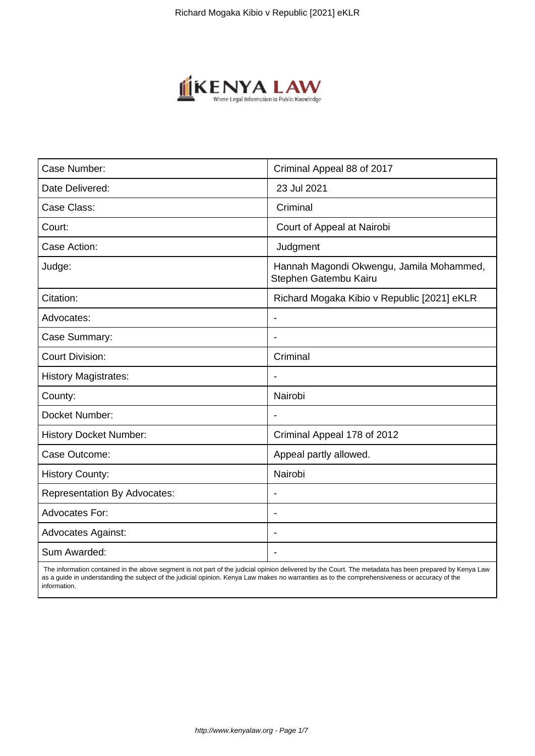| Case Number: | Criminal Appeal 88 of 2017 |
|---|---|
| Date Delivered: | 23 Jul 2021 |
| Case Class: | Criminal |
| Court: | Court of Appeal at Nairobi |
| Case Action: | Judgment |
| Judge: | Hannah Magondi Okwengu, Jamila Mohammed, Stephen Gatembu Kairu |
| Citation: | Richard Mogaka Kibio v Republic [2021] eKLR |
| Advocates: | - |
| Case Summary: | - |
| Court Division: | Criminal |
| History Magistrates: | - |
| County: | Nairobi |
| Docket Number: | - |
| History Docket Number: | Criminal Appeal 178 of 2012 |
| Case Outcome: | Appeal partly allowed. |
| History County: | Nairobi |
| Representation By Advocates: | - |
| Advocates For: | - |
| Advocates Against: | - |
| Sum Awarded: | - |

The information contained in the above segment is not part of the judicial opinion delivered by the Court. The metadata has been prepared by Kenya Law as a guide in understanding the subject of the judicial opinion. Kenya Law makes no warranties as to the comprehensiveness or accuracy of the information.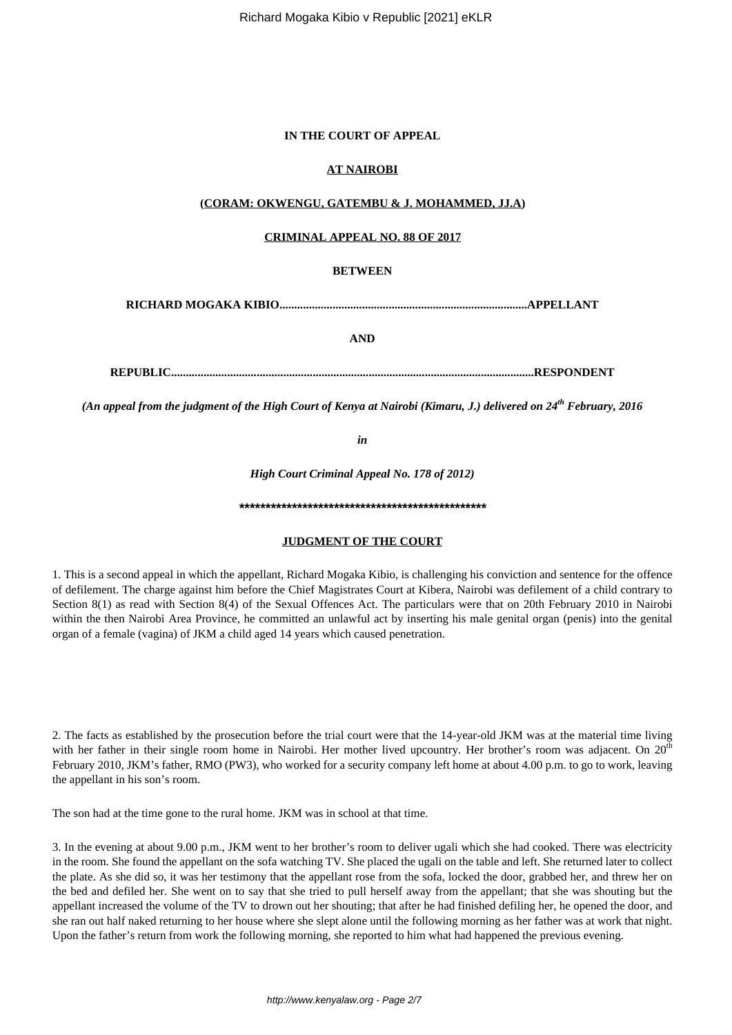**IN THE COURT OF APPEAL**

**AT NAIROBI**

**(CORAM: OKWENGU, GATEMBU & J. MOHAMMED, JJ.A)**

**CRIMINAL APPEAL NO. 88 OF 2017**

**BETWEEN**

**RICHARD MOGAKA KIBIO....................................................................................APPELLANT**

**AND**

**REPUBLIC...........................................................................................................................RESPONDENT**

***(An appeal from the judgment of the High Court of Kenya at Nairobi (Kimaru, J.) delivered on 24th February, 2016***

***in***

***High Court Criminal Appeal No. 178 of 2012)***

**\*\*\*\*\*\*\*\*\*\*\*\*\*\*\*\*\*\*\*\*\*\*\*\*\*\*\*\*\*\*\*\*\*\*\*\*\*\*\*\*\*\*\*\*\*\*\*\*\*\***

**JUDGMENT OF THE COURT**

1. This is a second appeal in which the appellant, Richard Mogaka Kibio, is challenging his conviction and sentence for the offence of defilement. The charge against him before the Chief Magistrates Court at Kibera, Nairobi was defilement of a child contrary to Section 8(1) as read with Section 8(4) of the Sexual Offences Act. The particulars were that on 20th February 2010 in Nairobi within the then Nairobi Area Province, he committed an unlawful act by inserting his male genital organ (penis) into the genital organ of a female (vagina) of JKM a child aged 14 years which caused penetration.

2. The facts as established by the prosecution before the trial court were that the 14-year-old JKM was at the material time living with her father in their single room home in Nairobi. Her mother lived upcountry. Her brother's room was adjacent. On 20th February 2010, JKM's father, RMO (PW3), who worked for a security company left home at about 4.00 p.m. to go to work, leaving the appellant in his son's room.

The son had at the time gone to the rural home. JKM was in school at that time.

3. In the evening at about 9.00 p.m., JKM went to her brother's room to deliver ugali which she had cooked. There was electricity in the room. She found the appellant on the sofa watching TV. She placed the ugali on the table and left. She returned later to collect the plate. As she did so, it was her testimony that the appellant rose from the sofa, locked the door, grabbed her, and threw her on the bed and defiled her. She went on to say that she tried to pull herself away from the appellant; that she was shouting but the appellant increased the volume of the TV to drown out her shouting; that after he had finished defiling her, he opened the door, and she ran out half naked returning to her house where she slept alone until the following morning as her father was at work that night. Upon the father's return from work the following morning, she reported to him what had happened the previous evening.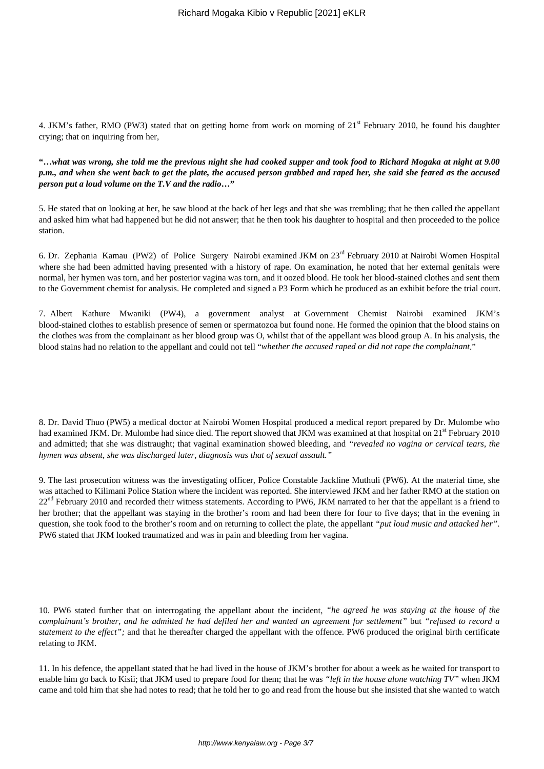4. JKM's father, RMO (PW3) stated that on getting home from work on morning of 21st February 2010, he found his daughter crying; that on inquiring from her,

**"…*what was wrong, she told me the previous night she had cooked supper and took food to Richard Mogaka at night at 9.00 p.m., and when she went back to get the plate, the accused person grabbed and raped her, she said she feared as the accused person put a loud volume on the T.V and the radio*…"**

5. He stated that on looking at her, he saw blood at the back of her legs and that she was trembling; that he then called the appellant and asked him what had happened but he did not answer; that he then took his daughter to hospital and then proceeded to the police station.

6. Dr. Zephania Kamau (PW2) of Police Surgery Nairobi examined JKM on 23rd February 2010 at Nairobi Women Hospital where she had been admitted having presented with a history of rape. On examination, he noted that her external genitals were normal, her hymen was torn, and her posterior vagina was torn, and it oozed blood. He took her blood-stained clothes and sent them to the Government chemist for analysis. He completed and signed a P3 Form which he produced as an exhibit before the trial court.

7. Albert Kathure Mwaniki (PW4), a government analyst at Government Chemist Nairobi examined JKM's blood-stained clothes to establish presence of semen or spermatozoa but found none. He formed the opinion that the blood stains on the clothes was from the complainant as her blood group was O, whilst that of the appellant was blood group A. In his analysis, the blood stains had no relation to the appellant and could not tell "*whether the accused raped or did not rape the complainant*."

8. Dr. David Thuo (PW5) a medical doctor at Nairobi Women Hospital produced a medical report prepared by Dr. Mulombe who had examined JKM. Dr. Mulombe had since died. The report showed that JKM was examined at that hospital on 21st February 2010 and admitted; that she was distraught; that vaginal examination showed bleeding, and *"revealed no vagina or cervical tears, the hymen was absent, she was discharged later, diagnosis was that of sexual assault."*

9. The last prosecution witness was the investigating officer, Police Constable Jackline Muthuli (PW6). At the material time, she was attached to Kilimani Police Station where the incident was reported. She interviewed JKM and her father RMO at the station on 22nd February 2010 and recorded their witness statements. According to PW6, JKM narrated to her that the appellant is a friend to her brother; that the appellant was staying in the brother's room and had been there for four to five days; that in the evening in question, she took food to the brother's room and on returning to collect the plate, the appellant *"put loud music and attacked her"*. PW6 stated that JKM looked traumatized and was in pain and bleeding from her vagina.

10. PW6 stated further that on interrogating the appellant about the incident, *"he agreed he was staying at the house of the complainant's brother, and he admitted he had defiled her and wanted an agreement for settlement"* but *"refused to record a statement to the effect";* and that he thereafter charged the appellant with the offence. PW6 produced the original birth certificate relating to JKM.

11. In his defence, the appellant stated that he had lived in the house of JKM's brother for about a week as he waited for transport to enable him go back to Kisii; that JKM used to prepare food for them; that he was *"left in the house alone watching TV"* when JKM came and told him that she had notes to read; that he told her to go and read from the house but she insisted that she wanted to watch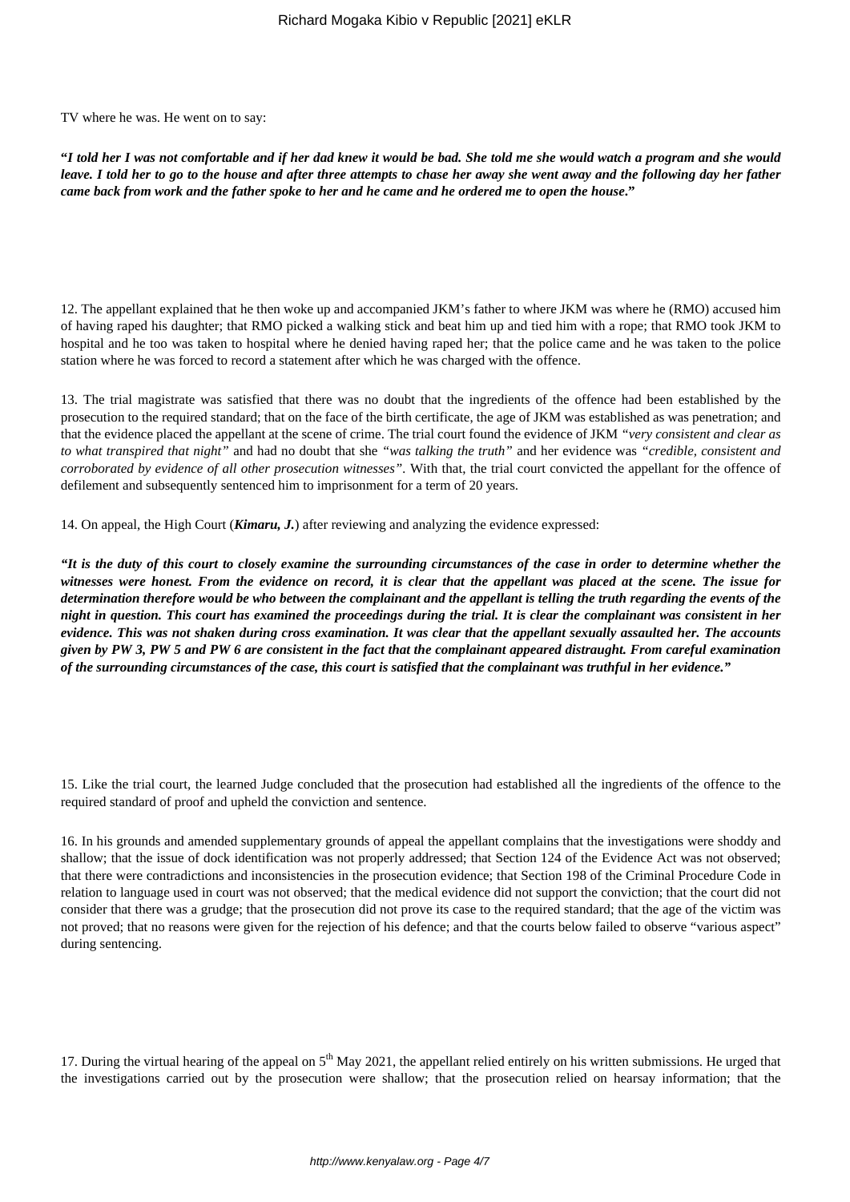TV where he was. He went on to say:

***"I told her I was not comfortable and if her dad knew it would be bad. She told me she would watch a program and she would leave. I told her to go to the house and after three attempts to chase her away she went away and the following day her father came back from work and the father spoke to her and he came and he ordered me to open the house."***

12. The appellant explained that he then woke up and accompanied JKM's father to where JKM was where he (RMO) accused him of having raped his daughter; that RMO picked a walking stick and beat him up and tied him with a rope; that RMO took JKM to hospital and he too was taken to hospital where he denied having raped her; that the police came and he was taken to the police station where he was forced to record a statement after which he was charged with the offence.

13. The trial magistrate was satisfied that there was no doubt that the ingredients of the offence had been established by the prosecution to the required standard; that on the face of the birth certificate, the age of JKM was established as was penetration; and that the evidence placed the appellant at the scene of crime. The trial court found the evidence of JKM *"very consistent and clear as to what transpired that night"* and had no doubt that she *"was talking the truth"* and her evidence was *"credible, consistent and corroborated by evidence of all other prosecution witnesses"*. With that, the trial court convicted the appellant for the offence of defilement and subsequently sentenced him to imprisonment for a term of 20 years.

14. On appeal, the High Court (***Kimaru, J.***) after reviewing and analyzing the evidence expressed:

***"It is the duty of this court to closely examine the surrounding circumstances of the case in order to determine whether the witnesses were honest. From the evidence on record, it is clear that the appellant was placed at the scene. The issue for determination therefore would be who between the complainant and the appellant is telling the truth regarding the events of the night in question. This court has examined the proceedings during the trial. It is clear the complainant was consistent in her evidence. This was not shaken during cross examination. It was clear that the appellant sexually assaulted her. The accounts given by PW 3, PW 5 and PW 6 are consistent in the fact that the complainant appeared distraught. From careful examination of the surrounding circumstances of the case, this court is satisfied that the complainant was truthful in her evidence."***

15. Like the trial court, the learned Judge concluded that the prosecution had established all the ingredients of the offence to the required standard of proof and upheld the conviction and sentence.

16. In his grounds and amended supplementary grounds of appeal the appellant complains that the investigations were shoddy and shallow; that the issue of dock identification was not properly addressed; that Section 124 of the Evidence Act was not observed; that there were contradictions and inconsistencies in the prosecution evidence; that Section 198 of the Criminal Procedure Code in relation to language used in court was not observed; that the medical evidence did not support the conviction; that the court did not consider that there was a grudge; that the prosecution did not prove its case to the required standard; that the age of the victim was not proved; that no reasons were given for the rejection of his defence; and that the courts below failed to observe "various aspect" during sentencing.

17. During the virtual hearing of the appeal on 5th May 2021, the appellant relied entirely on his written submissions. He urged that the investigations carried out by the prosecution were shallow; that the prosecution relied on hearsay information; that the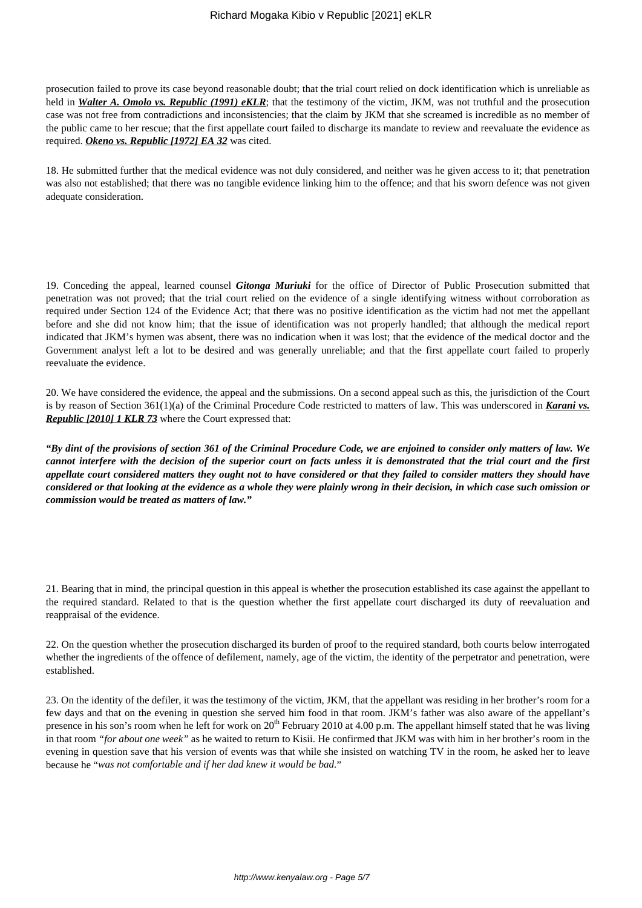prosecution failed to prove its case beyond reasonable doubt; that the trial court relied on dock identification which is unreliable as held in ***Walter A. Omolo vs. Republic (1991) eKLR***; that the testimony of the victim, JKM, was not truthful and the prosecution case was not free from contradictions and inconsistencies; that the claim by JKM that she screamed is incredible as no member of the public came to her rescue; that the first appellate court failed to discharge its mandate to review and reevaluate the evidence as required. ***Okeno vs. Republic [1972] EA 32*** was cited.

18. He submitted further that the medical evidence was not duly considered, and neither was he given access to it; that penetration was also not established; that there was no tangible evidence linking him to the offence; and that his sworn defence was not given adequate consideration.

19. Conceding the appeal, learned counsel ***Gitonga Muriuki*** for the office of Director of Public Prosecution submitted that penetration was not proved; that the trial court relied on the evidence of a single identifying witness without corroboration as required under Section 124 of the Evidence Act; that there was no positive identification as the victim had not met the appellant before and she did not know him; that the issue of identification was not properly handled; that although the medical report indicated that JKM's hymen was absent, there was no indication when it was lost; that the evidence of the medical doctor and the Government analyst left a lot to be desired and was generally unreliable; and that the first appellate court failed to properly reevaluate the evidence.

20. We have considered the evidence, the appeal and the submissions. On a second appeal such as this, the jurisdiction of the Court is by reason of Section 361(1)(a) of the Criminal Procedure Code restricted to matters of law. This was underscored in ***Karani vs. Republic [2010] 1 KLR 73*** where the Court expressed that:

***"By dint of the provisions of section 361 of the Criminal Procedure Code, we are enjoined to consider only matters of law. We cannot interfere with the decision of the superior court on facts unless it is demonstrated that the trial court and the first appellate court considered matters they ought not to have considered or that they failed to consider matters they should have considered or that looking at the evidence as a whole they were plainly wrong in their decision, in which case such omission or commission would be treated as matters of law."***

21. Bearing that in mind, the principal question in this appeal is whether the prosecution established its case against the appellant to the required standard. Related to that is the question whether the first appellate court discharged its duty of reevaluation and reappraisal of the evidence.

22. On the question whether the prosecution discharged its burden of proof to the required standard, both courts below interrogated whether the ingredients of the offence of defilement, namely, age of the victim, the identity of the perpetrator and penetration, were established.

23. On the identity of the defiler, it was the testimony of the victim, JKM, that the appellant was residing in her brother's room for a few days and that on the evening in question she served him food in that room. JKM's father was also aware of the appellant's presence in his son's room when he left for work on 20th February 2010 at 4.00 p.m. The appellant himself stated that he was living in that room *"for about one week"* as he waited to return to Kisii. He confirmed that JKM was with him in her brother's room in the evening in question save that his version of events was that while she insisted on watching TV in the room, he asked her to leave because he "*was not comfortable and if her dad knew it would be bad*."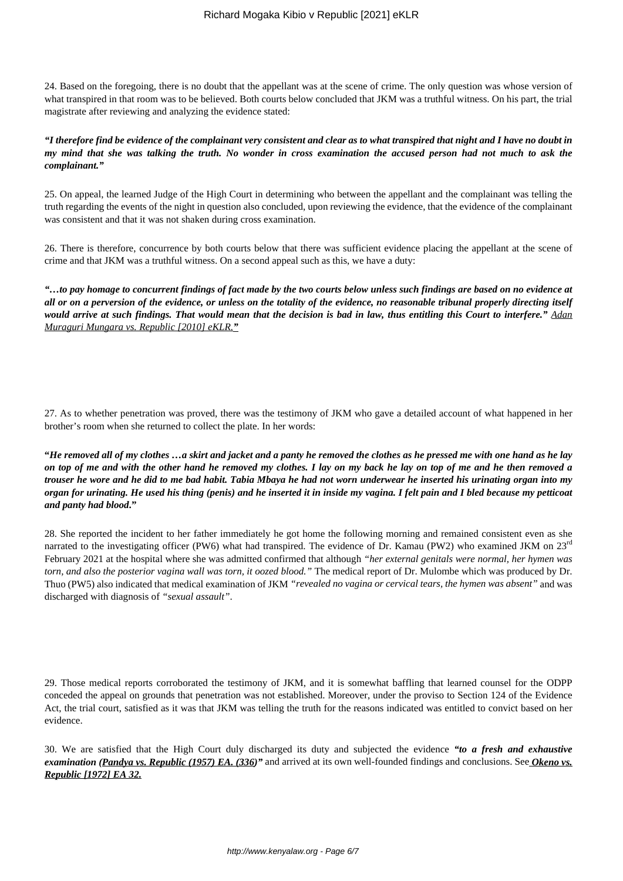24. Based on the foregoing, there is no doubt that the appellant was at the scene of crime. The only question was whose version of what transpired in that room was to be believed. Both courts below concluded that JKM was a truthful witness. On his part, the trial magistrate after reviewing and analyzing the evidence stated:

***"I therefore find be evidence of the complainant very consistent and clear as to what transpired that night and I have no doubt in my mind that she was talking the truth. No wonder in cross examination the accused person had not much to ask the complainant."***

25. On appeal, the learned Judge of the High Court in determining who between the appellant and the complainant was telling the truth regarding the events of the night in question also concluded, upon reviewing the evidence, that the evidence of the complainant was consistent and that it was not shaken during cross examination.

26. There is therefore, concurrence by both courts below that there was sufficient evidence placing the appellant at the scene of crime and that JKM was a truthful witness. On a second appeal such as this, we have a duty:

***"…to pay homage to concurrent findings of fact made by the two courts below unless such findings are based on no evidence at all or on a perversion of the evidence, or unless on the totality of the evidence, no reasonable tribunal properly directing itself would arrive at such findings. That would mean that the decision is bad in law, thus entitling this Court to interfere."*** *Adan Muraguri Mungara vs. Republic [2010] eKLR.*"

27. As to whether penetration was proved, there was the testimony of JKM who gave a detailed account of what happened in her brother's room when she returned to collect the plate. In her words:

"***He removed all of my clothes …a skirt and jacket and a panty he removed the clothes as he pressed me with one hand as he lay on top of me and with the other hand he removed my clothes. I lay on my back he lay on top of me and he then removed a trouser he wore and he did to me bad habit. Tabia Mbaya he had not worn underwear he inserted his urinating organ into my organ for urinating. He used his thing (penis) and he inserted it in inside my vagina. I felt pain and I bled because my petticoat and panty had blood.***"

28. She reported the incident to her father immediately he got home the following morning and remained consistent even as she narrated to the investigating officer (PW6) what had transpired. The evidence of Dr. Kamau (PW2) who examined JKM on 23rd February 2021 at the hospital where she was admitted confirmed that although *"her external genitals were normal, her hymen was torn, and also the posterior vagina wall was torn, it oozed blood."* The medical report of Dr. Mulombe which was produced by Dr. Thuo (PW5) also indicated that medical examination of JKM *"revealed no vagina or cervical tears, the hymen was absent"* and was discharged with diagnosis of *"sexual assault"*.

29. Those medical reports corroborated the testimony of JKM, and it is somewhat baffling that learned counsel for the ODPP conceded the appeal on grounds that penetration was not established. Moreover, under the proviso to Section 124 of the Evidence Act, the trial court, satisfied as it was that JKM was telling the truth for the reasons indicated was entitled to convict based on her evidence.

30. We are satisfied that the High Court duly discharged its duty and subjected the evidence ***"to a fresh and exhaustive examination (Pandya vs. Republic (1957) EA. (336)"*** and arrived at its own well-founded findings and conclusions. See ***Okeno vs. Republic [1972] EA 32.***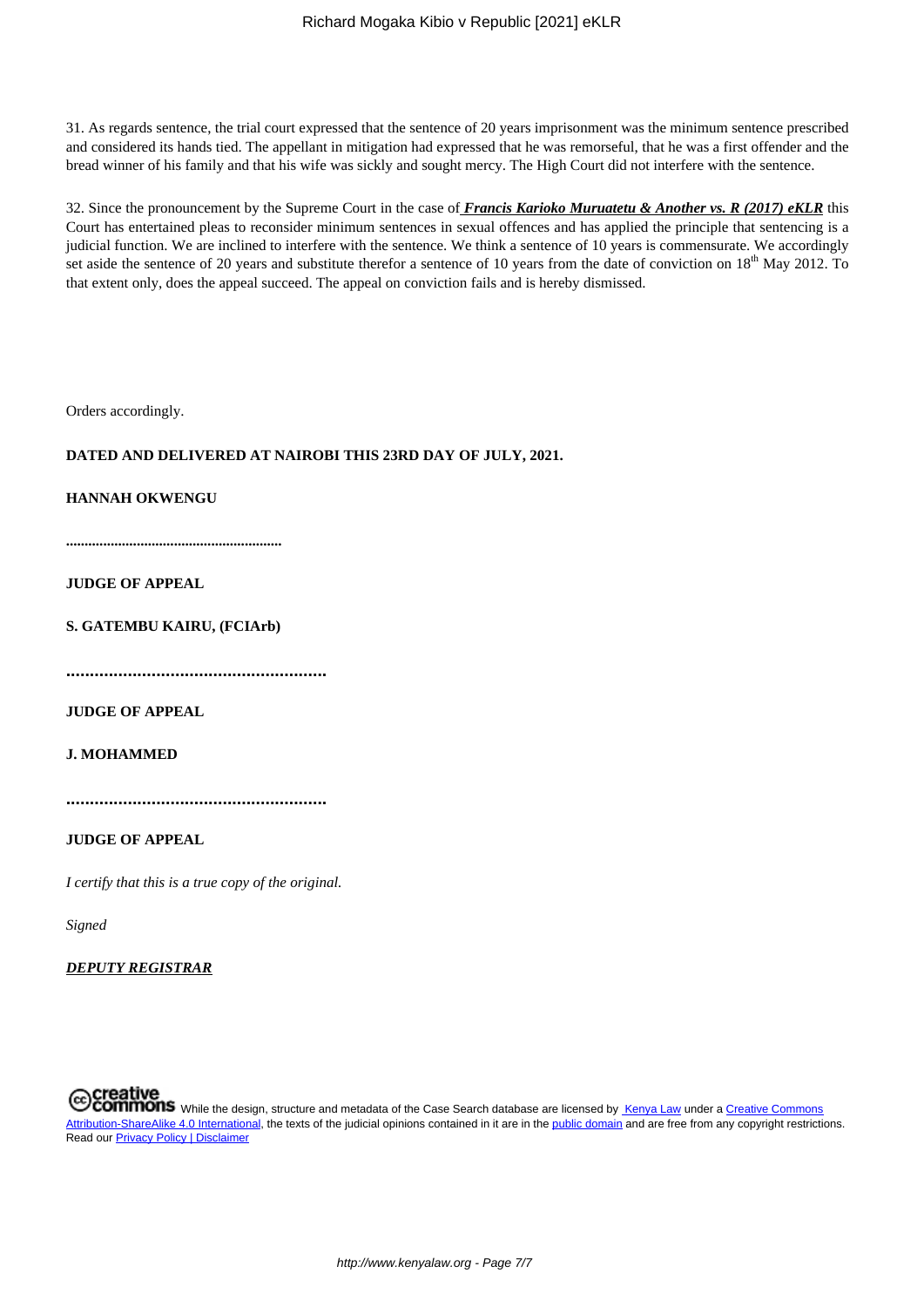31. As regards sentence, the trial court expressed that the sentence of 20 years imprisonment was the minimum sentence prescribed and considered its hands tied. The appellant in mitigation had expressed that he was remorseful, that he was a first offender and the bread winner of his family and that his wife was sickly and sought mercy. The High Court did not interfere with the sentence.

32. Since the pronouncement by the Supreme Court in the case of ***Francis Karioko Muruatetu & Another vs. R (2017) eKLR*** this Court has entertained pleas to reconsider minimum sentences in sexual offences and has applied the principle that sentencing is a judicial function. We are inclined to interfere with the sentence. We think a sentence of 10 years is commensurate. We accordingly set aside the sentence of 20 years and substitute therefor a sentence of 10 years from the date of conviction on 18th May 2012. To that extent only, does the appeal succeed. The appeal on conviction fails and is hereby dismissed.

Orders accordingly.

**DATED AND DELIVERED AT NAIROBI THIS 23RD DAY OF JULY, 2021.**

**HANNAH OKWENGU**

**.........................................................**

**JUDGE OF APPEAL**

**S. GATEMBU KAIRU, (FCIArb)**

**.......................................................**

**JUDGE OF APPEAL**

**J. MOHAMMED**

**.......................................................**

**JUDGE OF APPEAL**

*I certify that this is a true copy of the original.*

*Signed*

***DEPUTY REGISTRAR***

While the design, structure and metadata of the Case Search database are licensed by Kenya Law under a Creative Commons Attribution-ShareAlike 4.0 International, the texts of the judicial opinions contained in it are in the public domain and are free from any copyright restrictions. Read our Privacy Policy | Disclaimer